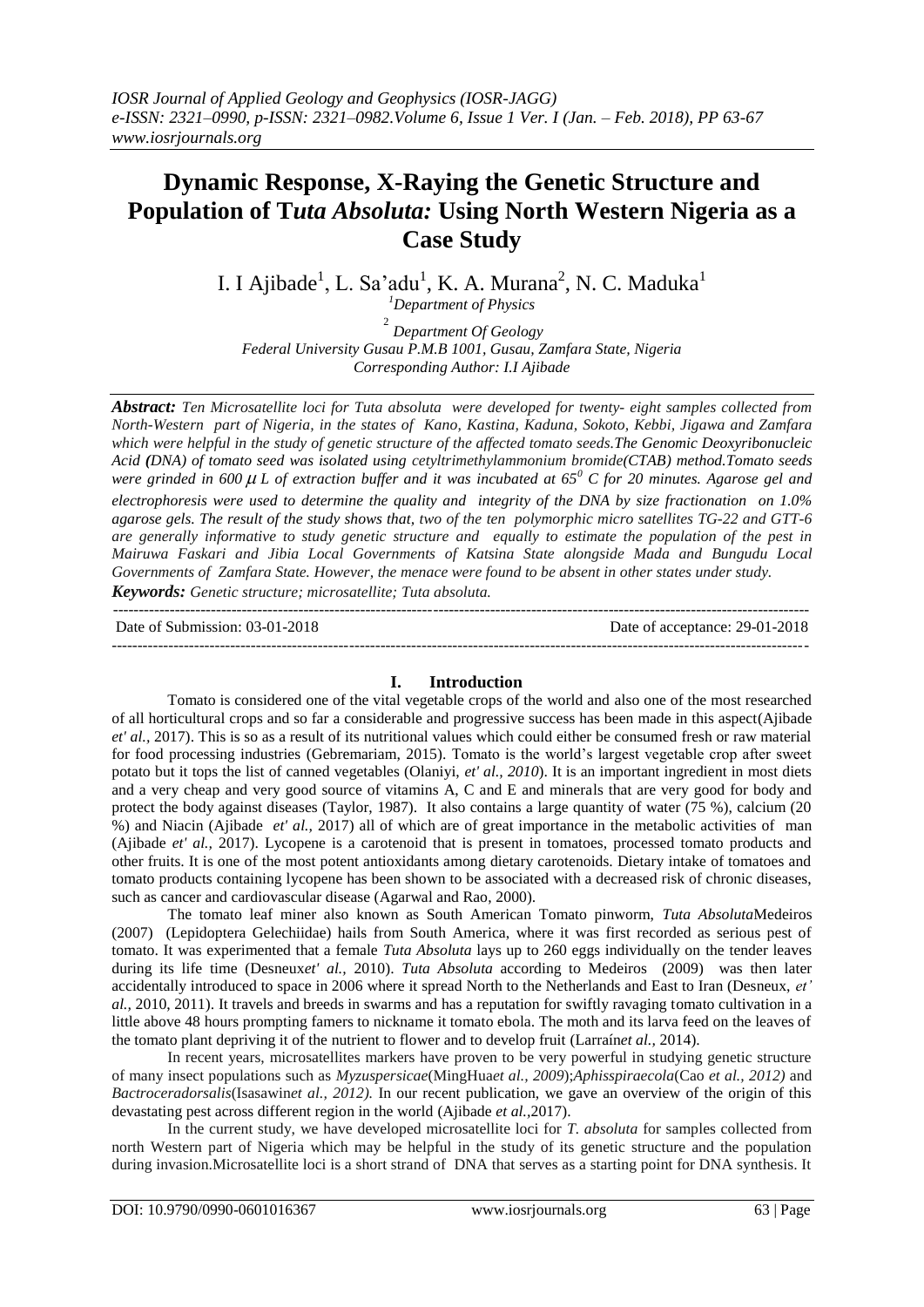# Dynamic Response, X-Raying the Genetic Structure and Population of T*uta Absoluta:* Using North Western Nigeria as a Case Study

I. I Ajibade[1], L. Sa'adu[1], K. A. Murana[2], N. C. Maduka[1]

[1]*Department of Physics*

[2] *Department Of Geology*

*Federal University Gusau P.M.B 1001, Gusau, Zamfara State, Nigeria*

*Corresponding Author: I.I Ajibade*

***Abstract:*** *Ten Microsatellite loci for Tuta absoluta were developed for twenty- eight samples collected from North-Western part of Nigeria, in the states of Kano, Kastina, Kaduna, Sokoto, Kebbi, Jigawa and Zamfara which were helpful in the study of genetic structure of the affected tomato seeds.The Genomic Deoxyribonucleic Acid (DNA) of tomato seed was isolated using cetyltrimethylammonium bromide(CTAB) method.Tomato seeds were grinded in 600 $\mu$L of extraction buffer and it was incubated at 65$^0$ C for 20 minutes. Agarose gel and electrophoresis were used to determine the quality and integrity of the DNA by size fractionation on 1.0% agarose gels. The result of the study shows that, two of the ten polymorphic micro satellites TG-22 and GTT-6 are generally informative to study genetic structure and equally to estimate the population of the pest in Mairuwa Faskari and Jibia Local Governments of Katsina State alongside Mada and Bungudu Local Governments of Zamfara State. However, the menace were found to be absent in other states under study.*

***Keywords:*** *Genetic structure; microsatellite; Tuta absoluta.*

---

Date of Submission: 03-01-2018 | Date of acceptance: 29-01-2018

---

## I. Introduction

Tomato is considered one of the vital vegetable crops of the world and also one of the most researched of all horticultural crops and so far a considerable and progressive success has been made in this aspect(Ajibade *et' al.,* 2017). This is so as a result of its nutritional values which could either be consumed fresh or raw material for food processing industries (Gebremariam, 2015). Tomato is the world's largest vegetable crop after sweet potato but it tops the list of canned vegetables (Olaniyi, *et' al., 2010*). It is an important ingredient in most diets and a very cheap and very good source of vitamins A, C and E and minerals that are very good for body and protect the body against diseases (Taylor, 1987). It also contains a large quantity of water (75 %), calcium (20 %) and Niacin (Ajibade *et' al.,* 2017) all of which are of great importance in the metabolic activities of man (Ajibade *et' al.,* 2017). Lycopene is a carotenoid that is present in tomatoes, processed tomato products and other fruits. It is one of the most potent antioxidants among dietary carotenoids. Dietary intake of tomatoes and tomato products containing lycopene has been shown to be associated with a decreased risk of chronic diseases, such as cancer and cardiovascular disease (Agarwal and Rao, 2000).

The tomato leaf miner also known as South American Tomato pinworm, *Tuta Absoluta*Medeiros (2007) (Lepidoptera Gelechiidae) hails from South America, where it was first recorded as serious pest of tomato. It was experimented that a female *Tuta Absoluta* lays up to 260 eggs individually on the tender leaves during its life time (Desneux*et' al.,* 2010). *Tuta Absoluta* according to Medeiros (2009) was then later accidentally introduced to space in 2006 where it spread North to the Netherlands and East to Iran (Desneux, *et' al.,* 2010, 2011). It travels and breeds in swarms and has a reputation for swiftly ravaging tomato cultivation in a little above 48 hours prompting famers to nickname it tomato ebola. The moth and its larva feed on the leaves of the tomato plant depriving it of the nutrient to flower and to develop fruit (Larraín*et al.,* 2014).

In recent years, microsatellites markers have proven to be very powerful in studying genetic structure of many insect populations such as *Myzuspersicae*(MingHua*et al., 2009*);*Aphisspiraecola*(Cao *et al., 2012)* and *Bactroceradorsalis*(Isasawin*et al., 2012).* In our recent publication, we gave an overview of the origin of this devastating pest across different region in the world (Ajibade *et al.,*2017).

In the current study, we have developed microsatellite loci for *T. absoluta* for samples collected from north Western part of Nigeria which may be helpful in the study of its genetic structure and the population during invasion.Microsatellite loci is a short strand of DNA that serves as a starting point for DNA synthesis. It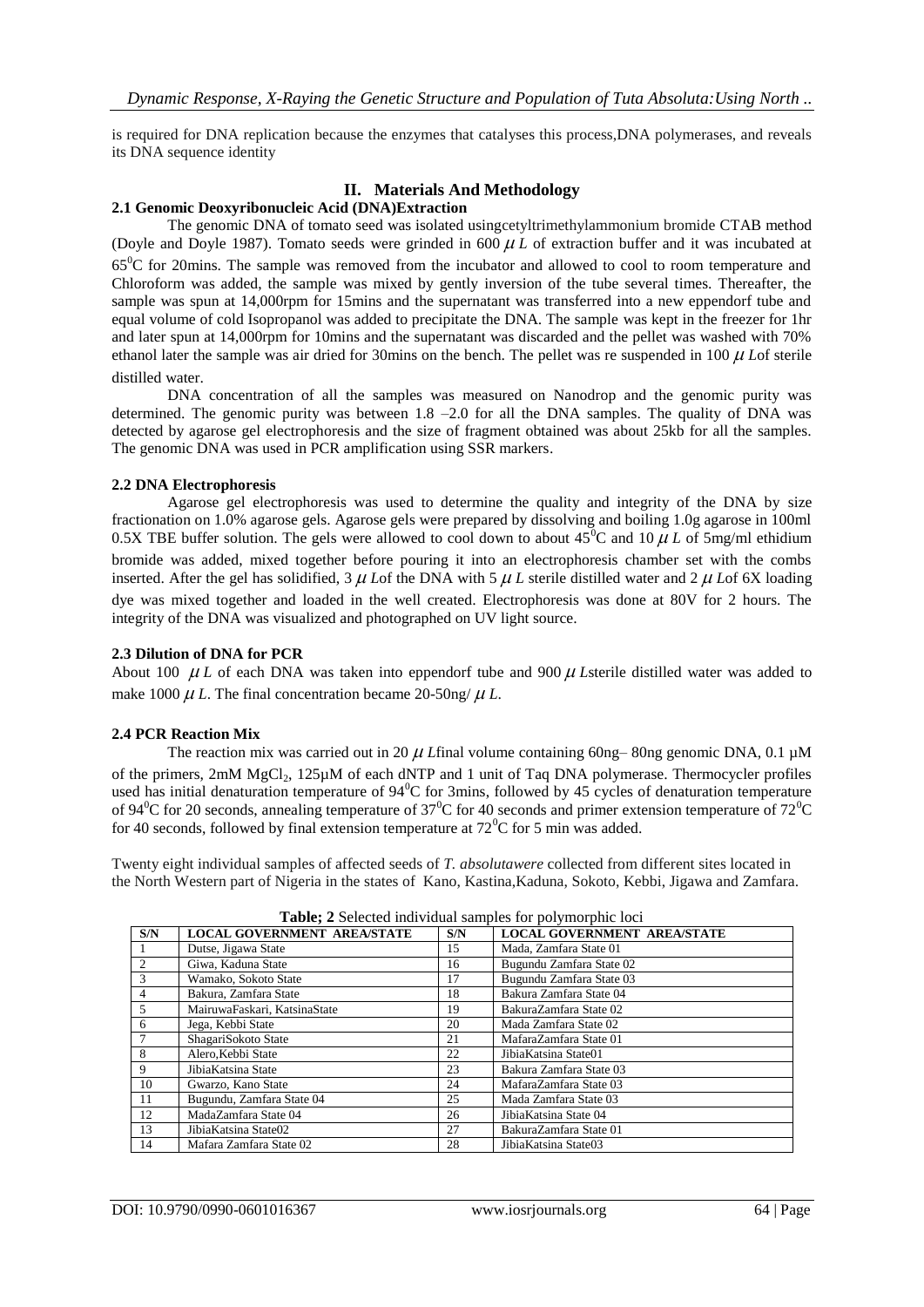is required for DNA replication because the enzymes that catalyses this process,DNA polymerases, and reveals its DNA sequence identity

## II. Materials And Methodology

### 2.1 Genomic Deoxyribonucleic Acid (DNA)Extraction

The genomic DNA of tomato seed was isolated usingcetyltrimethylammonium bromide CTAB method (Doyle and Doyle 1987). Tomato seeds were grinded in 600 $\mu L$ of extraction buffer and it was incubated at $65^0$C for 20mins. The sample was removed from the incubator and allowed to cool to room temperature and Chloroform was added, the sample was mixed by gently inversion of the tube several times. Thereafter, the sample was spun at 14,000rpm for 15mins and the supernatant was transferred into a new eppendorf tube and equal volume of cold Isopropanol was added to precipitate the DNA. The sample was kept in the freezer for 1hr and later spun at 14,000rpm for 10mins and the supernatant was discarded and the pellet was washed with 70% ethanol later the sample was air dried for 30mins on the bench. The pellet was re suspended in 100 $\mu L$of sterile distilled water.

DNA concentration of all the samples was measured on Nanodrop and the genomic purity was determined. The genomic purity was between 1.8 –2.0 for all the DNA samples. The quality of DNA was detected by agarose gel electrophoresis and the size of fragment obtained was about 25kb for all the samples. The genomic DNA was used in PCR amplification using SSR markers.

### 2.2 DNA Electrophoresis

Agarose gel electrophoresis was used to determine the quality and integrity of the DNA by size fractionation on 1.0% agarose gels. Agarose gels were prepared by dissolving and boiling 1.0g agarose in 100ml 0.5X TBE buffer solution. The gels were allowed to cool down to about $45^0$C and 10 $\mu L$ of 5mg/ml ethidium bromide was added, mixed together before pouring it into an electrophoresis chamber set with the combs inserted. After the gel has solidified, 3 $\mu L$of the DNA with 5 $\mu L$ sterile distilled water and 2 $\mu L$of 6X loading dye was mixed together and loaded in the well created. Electrophoresis was done at 80V for 2 hours. The integrity of the DNA was visualized and photographed on UV light source.

### 2.3 Dilution of DNA for PCR

About 100 $\mu L$ of each DNA was taken into eppendorf tube and 900 $\mu L$sterile distilled water was added to make 1000 $\mu L$. The final concentration became 20-50ng/ $\mu L$.

### 2.4 PCR Reaction Mix

The reaction mix was carried out in 20 $\mu L$final volume containing 60ng– 80ng genomic DNA, 0.1 µM of the primers, 2mM $MgCl_2$, 125µM of each dNTP and 1 unit of Taq DNA polymerase. Thermocycler profiles used has initial denaturation temperature of $94^0$C for 3mins, followed by 45 cycles of denaturation temperature of $94^0$C for 20 seconds, annealing temperature of $37^0$C for 40 seconds and primer extension temperature of $72^0$C for 40 seconds, followed by final extension temperature at $72^0$C for 5 min was added.

Twenty eight individual samples of affected seeds of *T. absolutawere* collected from different sites located in the North Western part of Nigeria in the states of Kano, Kastina,Kaduna, Sokoto, Kebbi, Jigawa and Zamfara.

**Table; 2** Selected individual samples for polymorphic loci

| S/N | LOCAL GOVERNMENT AREA/STATE | S/N | LOCAL GOVERNMENT AREA/STATE |
|---|---|---|---|
| 1 | Dutse, Jigawa State | 15 | Mada, Zamfara State 01 |
| 2 | Giwa, Kaduna State | 16 | Bugundu Zamfara State 02 |
| 3 | Wamako, Sokoto State | 17 | Bugundu Zamfara State 03 |
| 4 | Bakura, Zamfara State | 18 | Bakura Zamfara State 04 |
| 5 | MairuwaFaskari, KatsinaState | 19 | BakuraZamfara State 02 |
| 6 | Jega, Kebbi State | 20 | Mada Zamfara State 02 |
| 7 | ShagariSokoto State | 21 | MafaraZamfara State 01 |
| 8 | Alero,Kebbi State | 22 | JibiaKatsina State01 |
| 9 | JibiaKatsina State | 23 | Bakura Zamfara State 03 |
| 10 | Gwarzo, Kano State | 24 | MafaraZamfara State 03 |
| 11 | Bugundu, Zamfara State 04 | 25 | Mada Zamfara State 03 |
| 12 | MadaZamfara State 04 | 26 | JibiaKatsina State 04 |
| 13 | JibiaKatsina State02 | 27 | BakuraZamfara State 01 |
| 14 | Mafara Zamfara State 02 | 28 | JibiaKatsina State03 |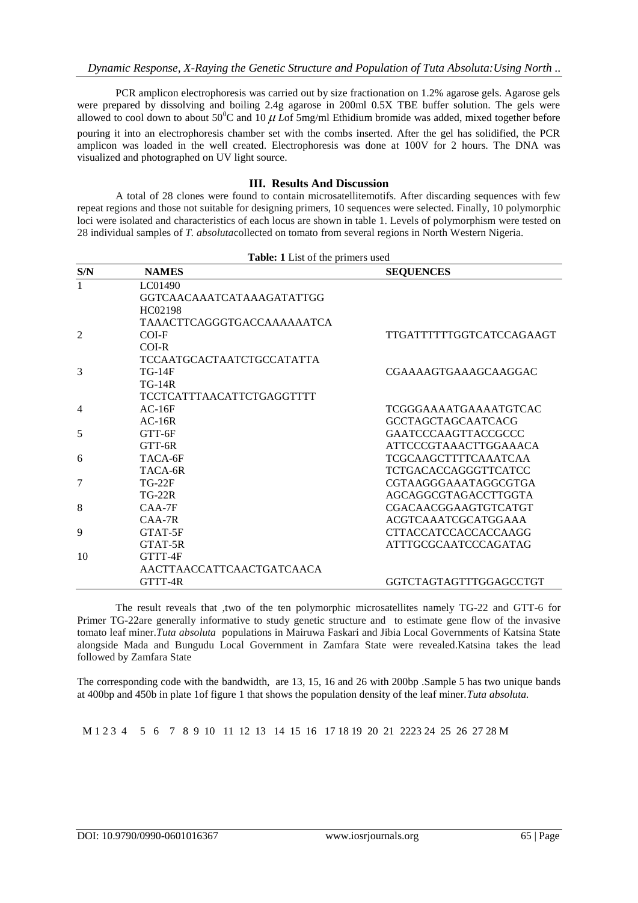PCR amplicon electrophoresis was carried out by size fractionation on 1.2% agarose gels. Agarose gels were prepared by dissolving and boiling 2.4g agarose in 200ml 0.5X TBE buffer solution. The gels were allowed to cool down to about $50^0$C and 10 $\mu$ *L*of 5mg/ml Ethidium bromide was added, mixed together before pouring it into an electrophoresis chamber set with the combs inserted. After the gel has solidified, the PCR amplicon was loaded in the well created. Electrophoresis was done at 100V for 2 hours. The DNA was visualized and photographed on UV light source.

## III. Results And Discussion

A total of 28 clones were found to contain microsatellitemotifs. After discarding sequences with few repeat regions and those not suitable for designing primers, 10 sequences were selected. Finally, 10 polymorphic loci were isolated and characteristics of each locus are shown in table 1. Levels of polymorphism were tested on 28 individual samples of *T. absoluta*collected on tomato from several regions in North Western Nigeria.

**Table: 1** List of the primers used

| S/N | NAMES | SEQUENCES |
|---|---|---|
| 1 | LC01490 | |
| | GGTCAACAAATCATAAAGATATTGG | |
| | HC02198 | |
| | TAAACTTCAGGGTGACCAAAAAATCA | |
| 2 | COI-F | TTGATTTTTTGGTCATCCAGAAGT |
| | COI-R | |
| | TCCAATGCACTAATCTGCCATATTA | |
| 3 | TG-14F | CGAAAAGTGAAAGCAAGGAC |
| | TG-14R | |
| | TCCTCATTTAACATTCTGAGGTTTT | |
| 4 | AC-16F | TCGGGAAAATGAAAATGTCAC |
| | AC-16R | GCCTAGCTAGCAATCACG |
| 5 | GTT-6F | GAATCCCAAGTTACCGCCC |
| | GTT-6R | ATTCCCGTAAACTTGGAAACA |
| 6 | TACA-6F | TCGCAAGCTTTTCAAATCAA |
| | TACA-6R | TCTGACACCAGGGTTCATCC |
| 7 | TG-22F | CGTAAGGGAAATAGGCGTGA |
| | TG-22R | AGCAGGCGTAGACCTTGGTA |
| 8 | CAA-7F | CGACAACGGAAGTGTCATGT |
| | CAA-7R | ACGTCAAATCGCATGGAAA |
| 9 | GTAT-5F | CTTACCATCCACCACCAAGG |
| | GTAT-5R | ATTTGCGCAATCCCAGATAG |
| 10 | GTTT-4F | |
| | AACTTAACCATTCAACTGATCAACA | |
| | GTTT-4R | GGTCTAGTAGTTTGGAGCCTGT |

The result reveals that ,two of the ten polymorphic microsatellites namely TG-22 and GTT-6 for Primer TG-22are generally informative to study genetic structure and to estimate gene flow of the invasive tomato leaf miner.*Tuta absoluta* populations in Mairuwa Faskari and Jibia Local Governments of Katsina State alongside Mada and Bungudu Local Government in Zamfara State were revealed.Katsina takes the lead followed by Zamfara State

The corresponding code with the bandwidth, are 13, 15, 16 and 26 with 200bp .Sample 5 has two unique bands at 400bp and 450b in plate 1of figure 1 that shows the population density of the leaf miner.*Tuta absoluta.*

M 1 2 3 4 5 6 7 8 9 10 11 12 13 14 15 16 17 18 19 20 21 2223 24 25 26 27 28 M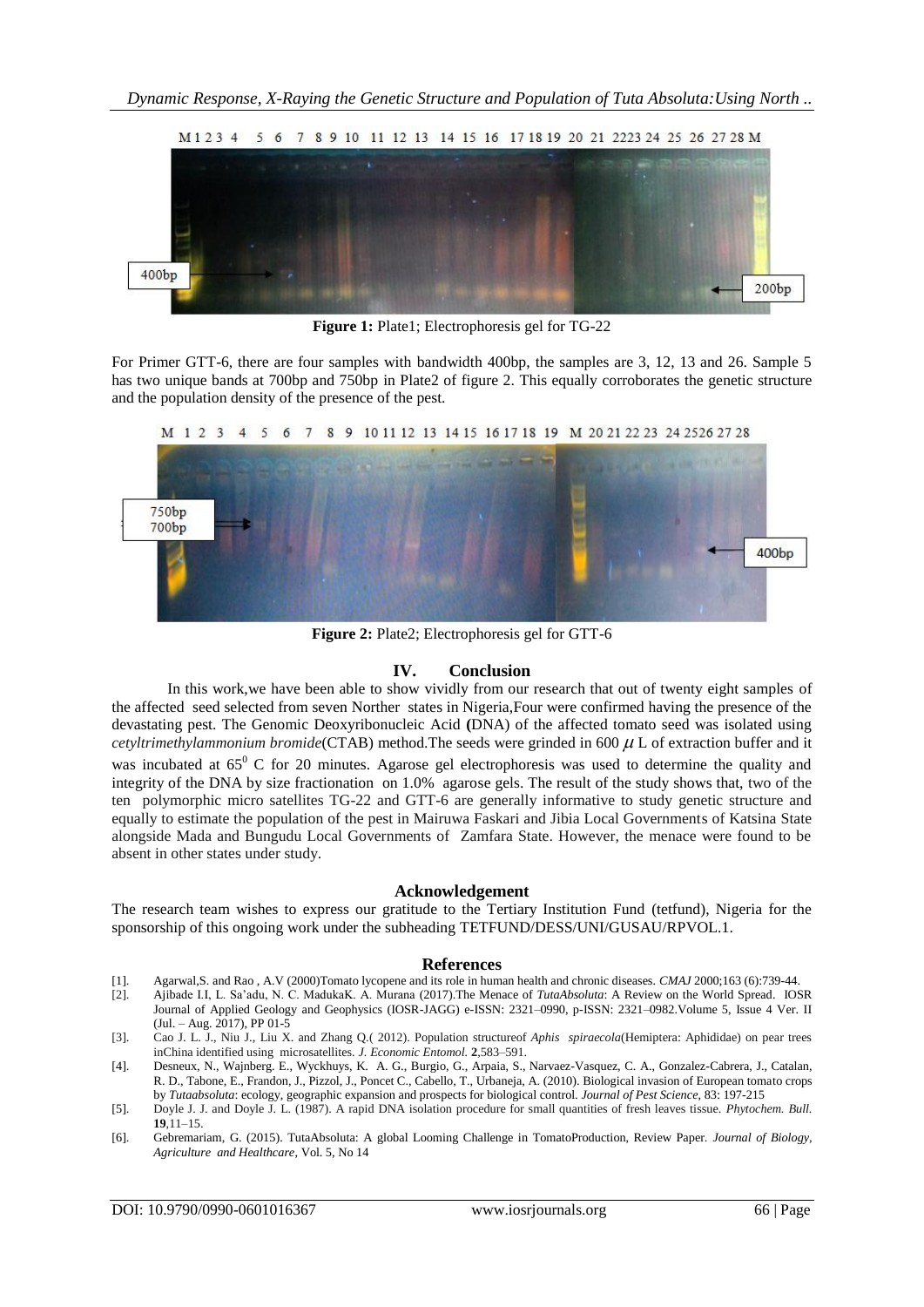M 1 2 3 4 5 6 7 8 9 10 11 12 13 14 15 16 17 18 19 20 21 22 23 24 25 26 27 28 M

400bp

200bp

**Figure 1:** Plate1; Electrophoresis gel for TG-22

For Primer GTT-6, there are four samples with bandwidth 400bp, the samples are 3, 12, 13 and 26. Sample 5 has two unique bands at 700bp and 750bp in Plate2 of figure 2. This equally corroborates the genetic structure and the population density of the presence of the pest.

M 1 2 3 4 5 6 7 8 9 10 11 12 13 14 15 16 17 18 19 M 20 21 22 23 24 25 26 27 28

750bp
700bp

400bp

**Figure 2:** Plate2; Electrophoresis gel for GTT-6

## IV. Conclusion

In this work,we have been able to show vividly from our research that out of twenty eight samples of the affected seed selected from seven Norther states in Nigeria,Four were confirmed having the presence of the devastating pest. The Genomic Deoxyribonucleic Acid **(**DNA) of the affected tomato seed was isolated using *cetyltrimethylammonium bromide*(CTAB) method.The seeds were grinded in 600 $\mu$ L of extraction buffer and it was incubated at $65^0$ C for 20 minutes. Agarose gel electrophoresis was used to determine the quality and integrity of the DNA by size fractionation on 1.0% agarose gels. The result of the study shows that, two of the ten polymorphic micro satellites TG-22 and GTT-6 are generally informative to study genetic structure and equally to estimate the population of the pest in Mairuwa Faskari and Jibia Local Governments of Katsina State alongside Mada and Bungudu Local Governments of Zamfara State. However, the menace were found to be absent in other states under study.

## Acknowledgement

The research team wishes to express our gratitude to the Tertiary Institution Fund (tetfund), Nigeria for the sponsorship of this ongoing work under the subheading TETFUND/DESS/UNI/GUSAU/RPVOL.1.

## References

[1]. Agarwal,S. and Rao , A.V (2000)Tomato lycopene and its role in human health and chronic diseases. *CMAJ* 2000;163 (6):739-44.

[2]. Ajibade I.I, L. Sa'adu, N. C. MadukaK. A. Murana (2017).The Menace of *TutaAbsoluta*: A Review on the World Spread. IOSR Journal of Applied Geology and Geophysics (IOSR-JAGG) e-ISSN: 2321–0990, p-ISSN: 2321–0982.Volume 5, Issue 4 Ver. II (Jul. – Aug. 2017), PP 01-5

[3]. Cao J. L. J., Niu J., Liu X. and Zhang Q.( 2012). Population structureof *Aphis spiraecola*(Hemiptera: Aphididae) on pear trees inChina identified using microsatellites. *J. Economic Entomol.* **2**,583–591.

[4]. Desneux, N., Wajnberg. E., Wyckhuys, K. A. G., Burgio, G., Arpaia, S., Narvaez-Vasquez, C. A., Gonzalez-Cabrera, J., Catalan, R. D., Tabone, E., Frandon, J., Pizzol, J., Poncet C., Cabello, T., Urbaneja, A. (2010). Biological invasion of European tomato crops by *Tutaabsoluta*: ecology, geographic expansion and prospects for biological control. *Journal of Pest Science*, 83: 197-215

[5]. Doyle J. J. and Doyle J. L. (1987). A rapid DNA isolation procedure for small quantities of fresh leaves tissue. *Phytochem. Bull.* **19**,11–15.

[6]. Gebremariam, G. (2015). TutaAbsoluta: A global Looming Challenge in TomatoProduction, Review Paper. *Journal of Biology, Agriculture and Healthcare*, Vol. 5, No 14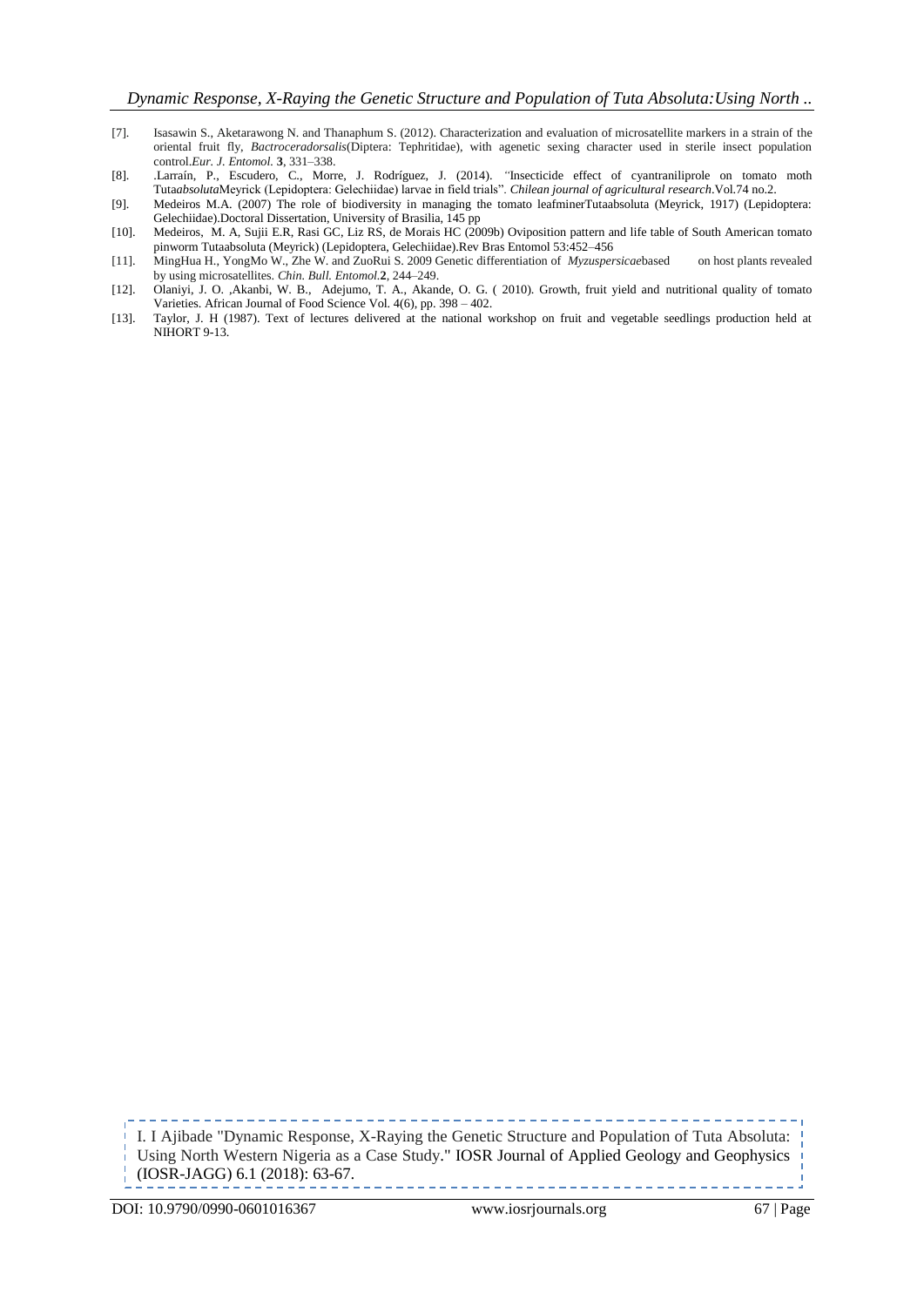[7]. Isasawin S., Aketarawong N. and Thanaphum S. (2012). Characterization and evaluation of microsatellite markers in a strain of the oriental fruit fly, *Bactroceradorsalis*(Diptera: Tephritidae), with agenetic sexing character used in sterile insect population control.*Eur. J. Entomol.* **3**, 331–338.

[8]. .Larraín, P., Escudero, C., Morre, J. Rodríguez, J. (2014). "Insecticide effect of cyantraniliprole on tomato moth Tuta*absoluta*Meyrick (Lepidoptera: Gelechiidae) larvae in field trials". *Chilean journal of agricultural research*.Vol.74 no.2.

[9]. Medeiros M.A. (2007) The role of biodiversity in managing the tomato leafminerTutaabsoluta (Meyrick, 1917) (Lepidoptera: Gelechiidae).Doctoral Dissertation, University of Brasilia, 145 pp

[10]. Medeiros, M. A, Sujii E.R, Rasi GC, Liz RS, de Morais HC (2009b) Oviposition pattern and life table of South American tomato pinworm Tutaabsoluta (Meyrick) (Lepidoptera, Gelechiidae).Rev Bras Entomol 53:452–456

[11]. MingHua H., YongMo W., Zhe W. and ZuoRui S. 2009 Genetic differentiation of *Myzuspersicae*based on host plants revealed by using microsatellites. *Chin. Bull. Entomol.***2**, 244–249.

[12]. Olaniyi, J. O. ,Akanbi, W. B., Adejumo, T. A., Akande, O. G. ( 2010). Growth, fruit yield and nutritional quality of tomato Varieties. African Journal of Food Science Vol. 4(6), pp. 398 – 402.

[13]. Taylor, J. H (1987). Text of lectures delivered at the national workshop on fruit and vegetable seedlings production held at NIHORT 9-13.

I. I Ajibade "Dynamic Response, X-Raying the Genetic Structure and Population of Tuta Absoluta: Using North Western Nigeria as a Case Study." IOSR Journal of Applied Geology and Geophysics (IOSR-JAGG) 6.1 (2018): 63-67.